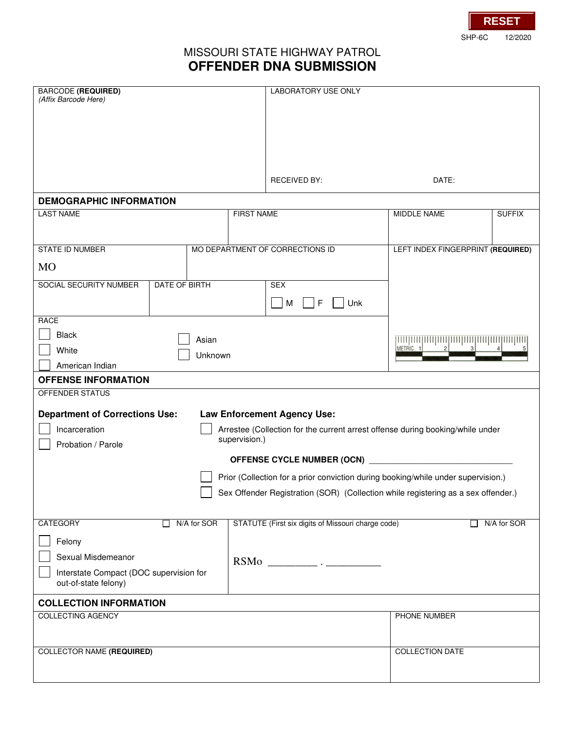RESET

SHP-6C 12/2020

# MISSOURI STATE HIGHWAY PATROL
# OFFENDER DNA SUBMISSION

| BARCODE **(REQUIRED)** *(Affix Barcode Here)* | LABORATORY USE ONLY<br><br>RECEIVED BY: DATE: |
|---|---|

## DEMOGRAPHIC INFORMATION

| LAST NAME | FIRST NAME | MIDDLE NAME | SUFFIX |
|---|---|---|---|
| | | | |

| STATE ID NUMBER | MO DEPARTMENT OF CORRECTIONS ID | LEFT INDEX FINGERPRINT **(REQUIRED)** |
|---|---|---|
| MO | | |

| SOCIAL SECURITY NUMBER | DATE OF BIRTH | SEX |
|---|---|---|
| | | ☐ M ☐ F ☐ Unk |

RACE

- ☐ Black
- ☐ White
- ☐ American Indian
- ☐ Asian
- ☐ Unknown

## OFFENSE INFORMATION

OFFENDER STATUS

**Department of Corrections Use:**

- ☐ Incarceration
- ☐ Probation / Parole

**Law Enforcement Agency Use:**

- ☐ Arrestee (Collection for the current arrest offense during booking/while under supervision.)

  **OFFENSE CYCLE NUMBER (OCN)** ______________________________

- ☐ Prior (Collection for a prior conviction during booking/while under supervision.)
- ☐ Sex Offender Registration (SOR) (Collection while registering as a sex offender.)

CATEGORY ☐ N/A for SOR

- ☐ Felony
- ☐ Sexual Misdemeanor
- ☐ Interstate Compact (DOC supervision for out-of-state felony)

STATUTE (First six digits of Missouri charge code) ☐ N/A for SOR

RSMo __________ . ___________

## COLLECTION INFORMATION

| COLLECTING AGENCY | PHONE NUMBER |
|---|---|
| | |
| **COLLECTOR NAME (REQUIRED)** | **COLLECTION DATE** |
| | |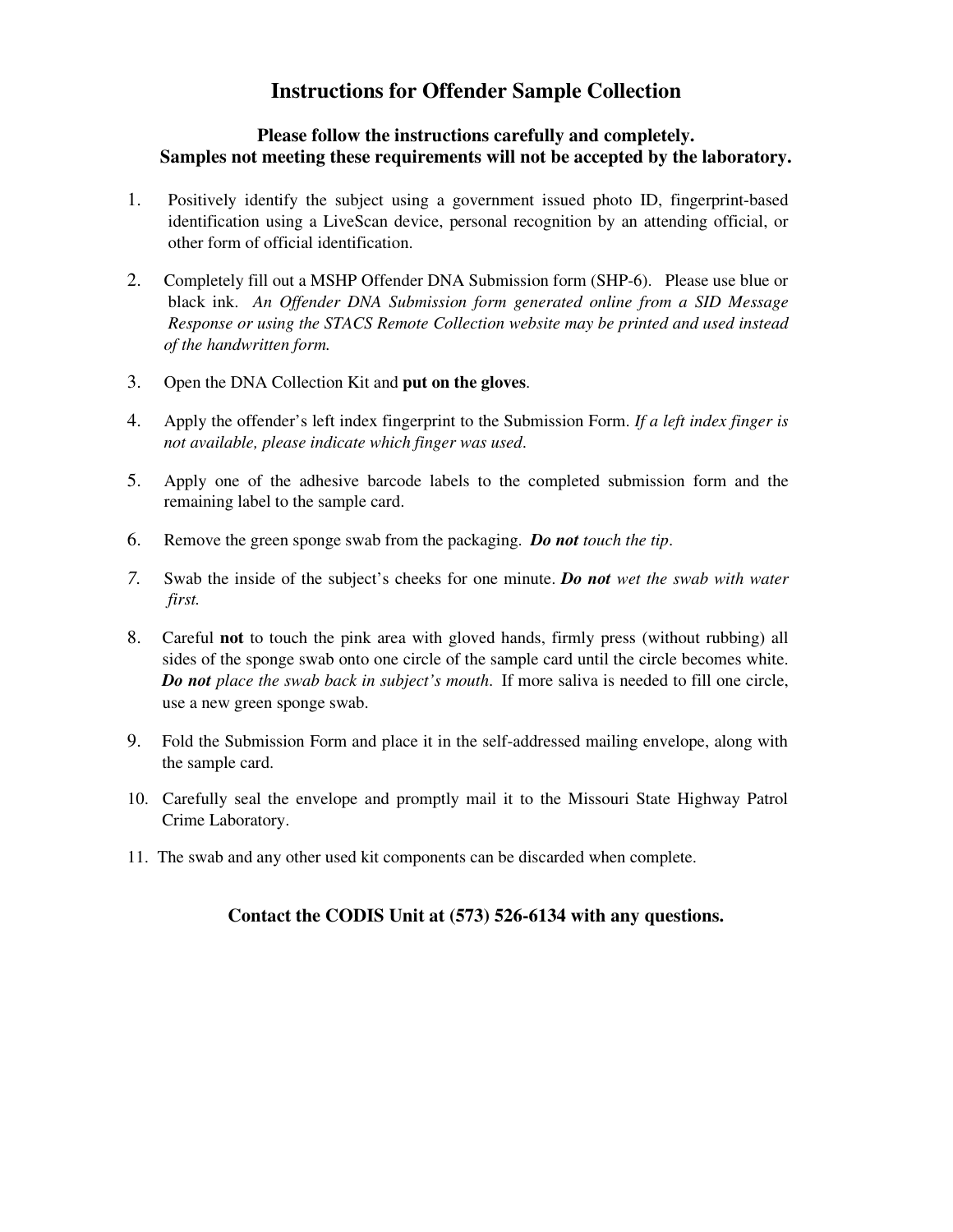# Instructions for Offender Sample Collection

**Please follow the instructions carefully and completely.**
**Samples not meeting these requirements will not be accepted by the laboratory.**

1. Positively identify the subject using a government issued photo ID, fingerprint-based identification using a LiveScan device, personal recognition by an attending official, or other form of official identification.

2. Completely fill out a MSHP Offender DNA Submission form (SHP-6). Please use blue or black ink. *An Offender DNA Submission form generated online from a SID Message Response or using the STACS Remote Collection website may be printed and used instead of the handwritten form.*

3. Open the DNA Collection Kit and **put on the gloves**.

4. Apply the offender's left index fingerprint to the Submission Form. *If a left index finger is not available, please indicate which finger was used*.

5. Apply one of the adhesive barcode labels to the completed submission form and the remaining label to the sample card.

6. Remove the green sponge swab from the packaging. ***Do not*** *touch the tip*.

7. Swab the inside of the subject's cheeks for one minute. ***Do not*** *wet the swab with water first.*

8. Careful **not** to touch the pink area with gloved hands, firmly press (without rubbing) all sides of the sponge swab onto one circle of the sample card until the circle becomes white. ***Do not*** *place the swab back in subject's mouth*. If more saliva is needed to fill one circle, use a new green sponge swab.

9. Fold the Submission Form and place it in the self-addressed mailing envelope, along with the sample card.

10. Carefully seal the envelope and promptly mail it to the Missouri State Highway Patrol Crime Laboratory.

11. The swab and any other used kit components can be discarded when complete.

**Contact the CODIS Unit at (573) 526-6134 with any questions.**